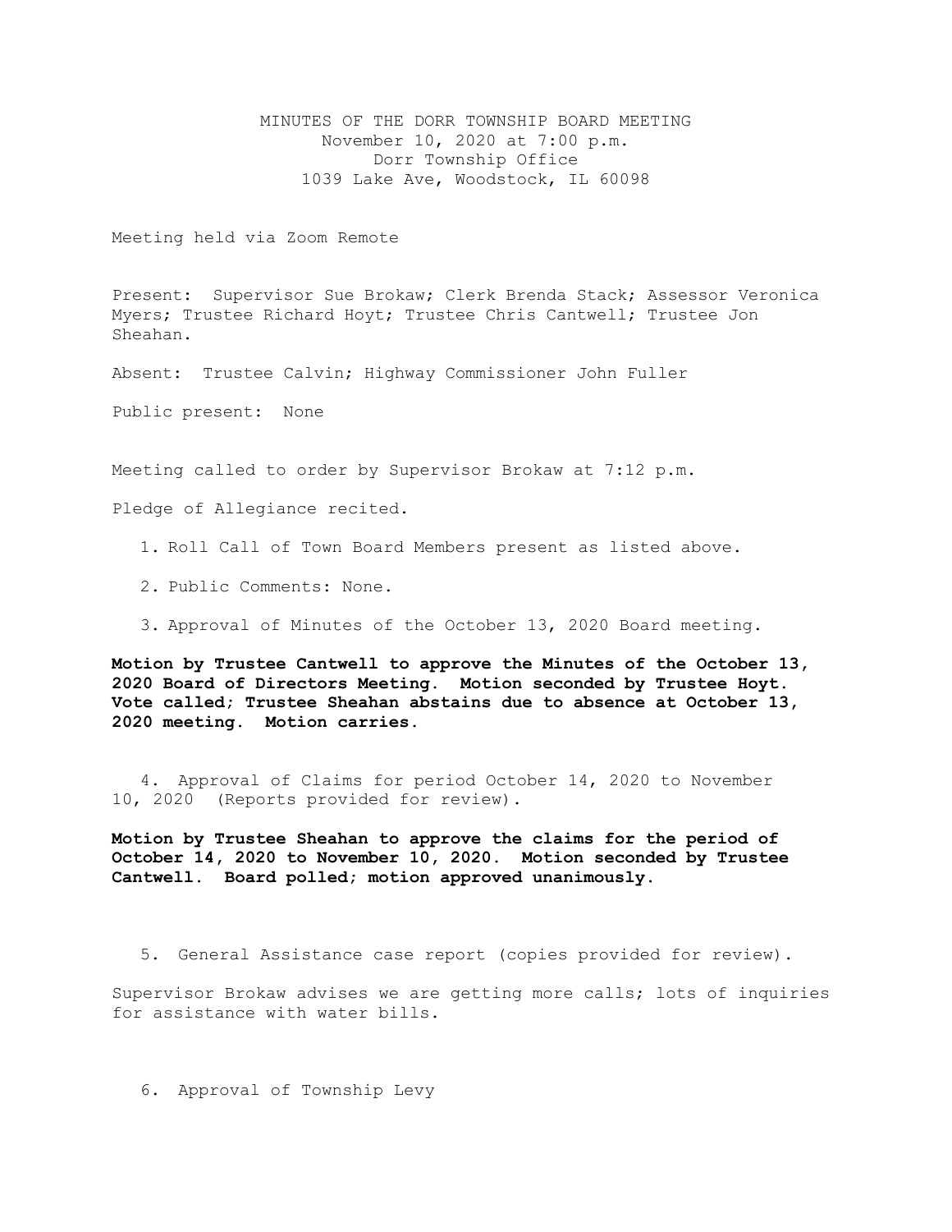# MINUTES OF THE DORR TOWNSHIP BOARD MEETING

November 10, 2020 at 7:00 p.m.
Dorr Township Office
1039 Lake Ave, Woodstock, IL 60098

Meeting held via Zoom Remote

Present: Supervisor Sue Brokaw; Clerk Brenda Stack; Assessor Veronica Myers; Trustee Richard Hoyt; Trustee Chris Cantwell; Trustee Jon Sheahan.

Absent: Trustee Calvin; Highway Commissioner John Fuller

Public present: None

Meeting called to order by Supervisor Brokaw at 7:12 p.m.

Pledge of Allegiance recited.

1. Roll Call of Town Board Members present as listed above.

2. Public Comments: None.

3. Approval of Minutes of the October 13, 2020 Board meeting.

**Motion by Trustee Cantwell to approve the Minutes of the October 13, 2020 Board of Directors Meeting. Motion seconded by Trustee Hoyt. Vote called; Trustee Sheahan abstains due to absence at October 13, 2020 meeting. Motion carries.**

4. Approval of Claims for period October 14, 2020 to November 10, 2020 (Reports provided for review).

**Motion by Trustee Sheahan to approve the claims for the period of October 14, 2020 to November 10, 2020. Motion seconded by Trustee Cantwell. Board polled; motion approved unanimously.**

5. General Assistance case report (copies provided for review).

Supervisor Brokaw advises we are getting more calls; lots of inquiries for assistance with water bills.

6. Approval of Township Levy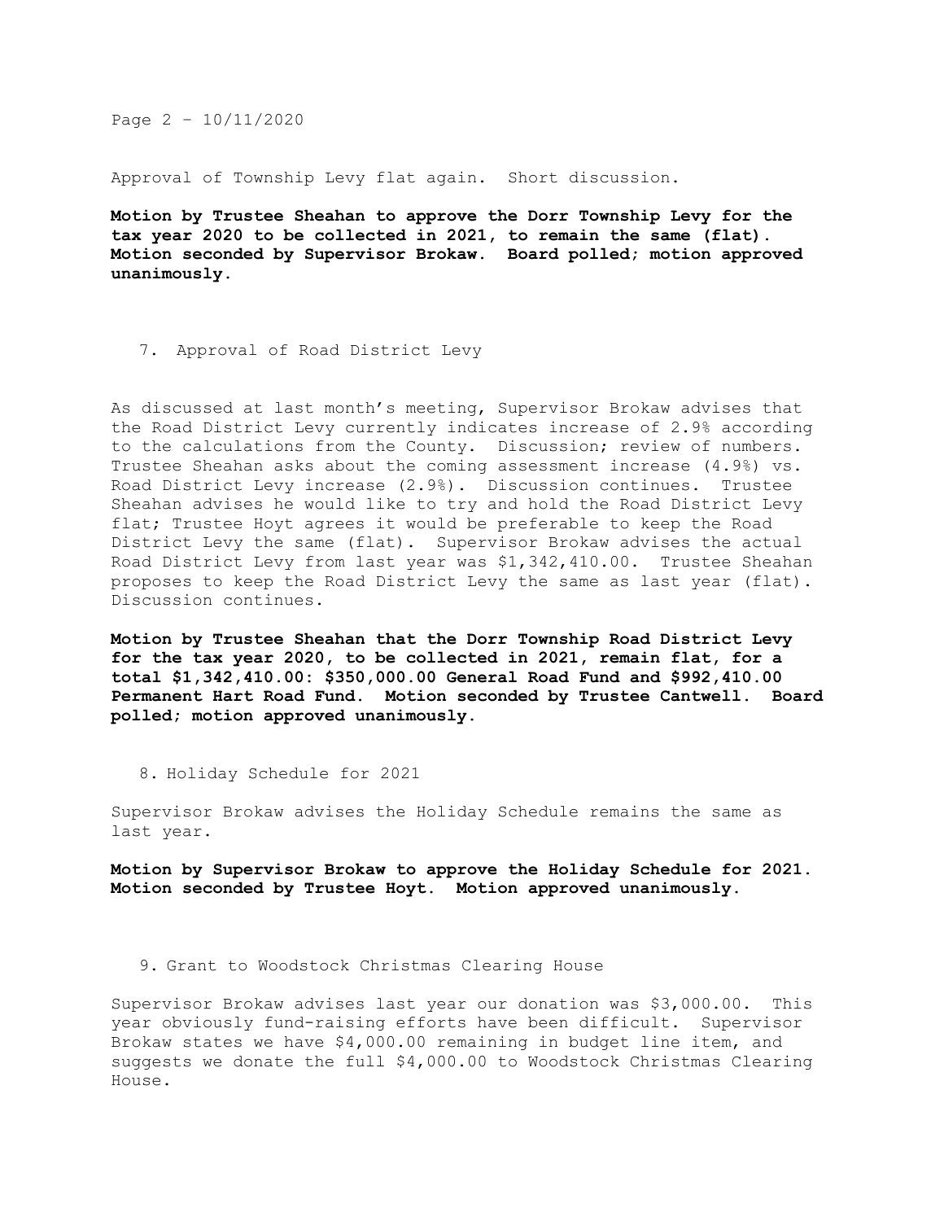Approval of Township Levy flat again. Short discussion.

**Motion by Trustee Sheahan to approve the Dorr Township Levy for the tax year 2020 to be collected in 2021, to remain the same (flat). Motion seconded by Supervisor Brokaw. Board polled; motion approved unanimously.**

7. Approval of Road District Levy

As discussed at last month's meeting, Supervisor Brokaw advises that the Road District Levy currently indicates increase of 2.9% according to the calculations from the County. Discussion; review of numbers. Trustee Sheahan asks about the coming assessment increase (4.9%) vs. Road District Levy increase (2.9%). Discussion continues. Trustee Sheahan advises he would like to try and hold the Road District Levy flat; Trustee Hoyt agrees it would be preferable to keep the Road District Levy the same (flat). Supervisor Brokaw advises the actual Road District Levy from last year was $1,342,410.00. Trustee Sheahan proposes to keep the Road District Levy the same as last year (flat). Discussion continues.

**Motion by Trustee Sheahan that the Dorr Township Road District Levy for the tax year 2020, to be collected in 2021, remain flat, for a total $1,342,410.00: $350,000.00 General Road Fund and $992,410.00 Permanent Hart Road Fund. Motion seconded by Trustee Cantwell. Board polled; motion approved unanimously.**

8. Holiday Schedule for 2021

Supervisor Brokaw advises the Holiday Schedule remains the same as last year.

**Motion by Supervisor Brokaw to approve the Holiday Schedule for 2021. Motion seconded by Trustee Hoyt. Motion approved unanimously.**

9. Grant to Woodstock Christmas Clearing House

Supervisor Brokaw advises last year our donation was $3,000.00. This year obviously fund-raising efforts have been difficult. Supervisor Brokaw states we have $4,000.00 remaining in budget line item, and suggests we donate the full $4,000.00 to Woodstock Christmas Clearing House.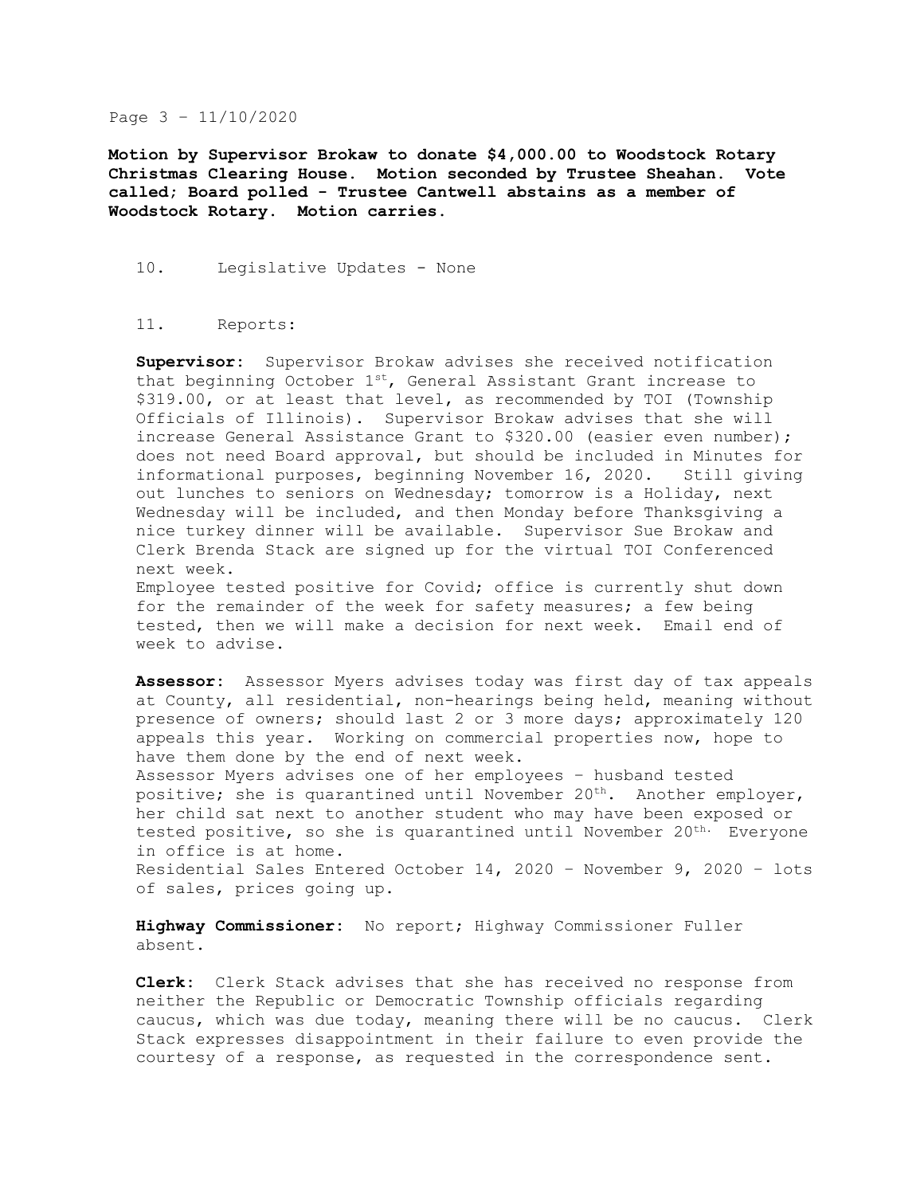**Motion by Supervisor Brokaw to donate $4,000.00 to Woodstock Rotary Christmas Clearing House. Motion seconded by Trustee Sheahan. Vote called; Board polled - Trustee Cantwell abstains as a member of Woodstock Rotary. Motion carries.**

10. Legislative Updates - None

11. Reports:

**Supervisor:** Supervisor Brokaw advises she received notification that beginning October 1st, General Assistant Grant increase to $319.00, or at least that level, as recommended by TOI (Township Officials of Illinois). Supervisor Brokaw advises that she will increase General Assistance Grant to $320.00 (easier even number); does not need Board approval, but should be included in Minutes for informational purposes, beginning November 16, 2020. Still giving out lunches to seniors on Wednesday; tomorrow is a Holiday, next Wednesday will be included, and then Monday before Thanksgiving a nice turkey dinner will be available. Supervisor Sue Brokaw and Clerk Brenda Stack are signed up for the virtual TOI Conferenced next week.
Employee tested positive for Covid; office is currently shut down for the remainder of the week for safety measures; a few being tested, then we will make a decision for next week. Email end of week to advise.

**Assessor:** Assessor Myers advises today was first day of tax appeals at County, all residential, non-hearings being held, meaning without presence of owners; should last 2 or 3 more days; approximately 120 appeals this year. Working on commercial properties now, hope to have them done by the end of next week.
Assessor Myers advises one of her employees – husband tested positive; she is quarantined until November 20th. Another employer, her child sat next to another student who may have been exposed or tested positive, so she is quarantined until November 20th. Everyone in office is at home.
Residential Sales Entered October 14, 2020 – November 9, 2020 – lots of sales, prices going up.

**Highway Commissioner:** No report; Highway Commissioner Fuller absent.

**Clerk:** Clerk Stack advises that she has received no response from neither the Republic or Democratic Township officials regarding caucus, which was due today, meaning there will be no caucus. Clerk Stack expresses disappointment in their failure to even provide the courtesy of a response, as requested in the correspondence sent.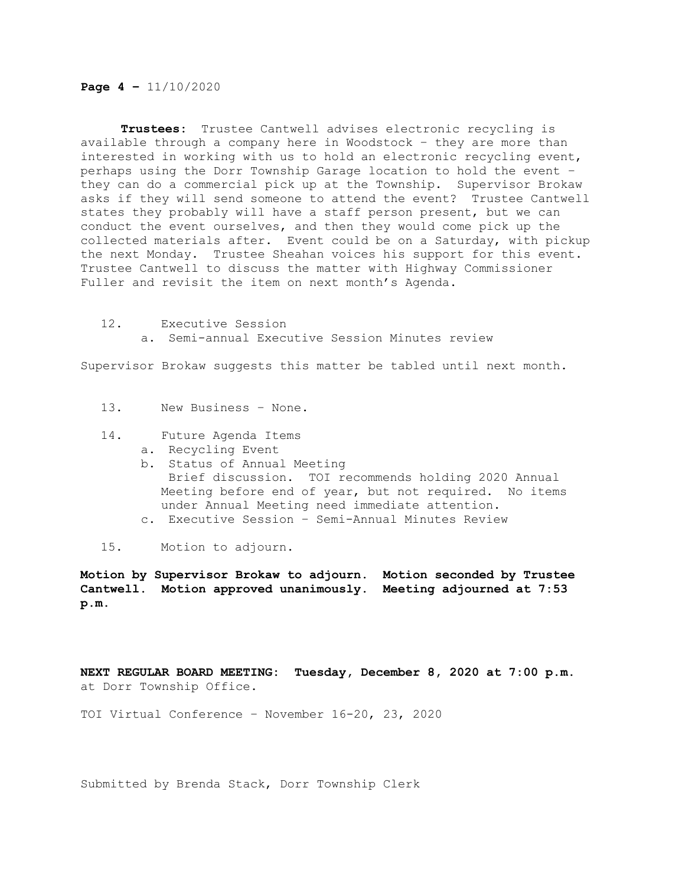**Trustees**: Trustee Cantwell advises electronic recycling is available through a company here in Woodstock – they are more than interested in working with us to hold an electronic recycling event, perhaps using the Dorr Township Garage location to hold the event – they can do a commercial pick up at the Township. Supervisor Brokaw asks if they will send someone to attend the event? Trustee Cantwell states they probably will have a staff person present, but we can conduct the event ourselves, and then they would come pick up the collected materials after. Event could be on a Saturday, with pickup the next Monday. Trustee Sheahan voices his support for this event. Trustee Cantwell to discuss the matter with Highway Commissioner Fuller and revisit the item on next month's Agenda.

12. Executive Session
    a. Semi-annual Executive Session Minutes review

Supervisor Brokaw suggests this matter be tabled until next month.

13. New Business – None.

14. Future Agenda Items
    a. Recycling Event
    b. Status of Annual Meeting
       Brief discussion. TOI recommends holding 2020 Annual Meeting before end of year, but not required. No items under Annual Meeting need immediate attention.
    c. Executive Session – Semi-Annual Minutes Review

15. Motion to adjourn.

**Motion by Supervisor Brokaw to adjourn. Motion seconded by Trustee Cantwell. Motion approved unanimously. Meeting adjourned at 7:53 p.m.**

**NEXT REGULAR BOARD MEETING: Tuesday, December 8, 2020 at 7:00 p.m.** at Dorr Township Office.

TOI Virtual Conference – November 16-20, 23, 2020

Submitted by Brenda Stack, Dorr Township Clerk